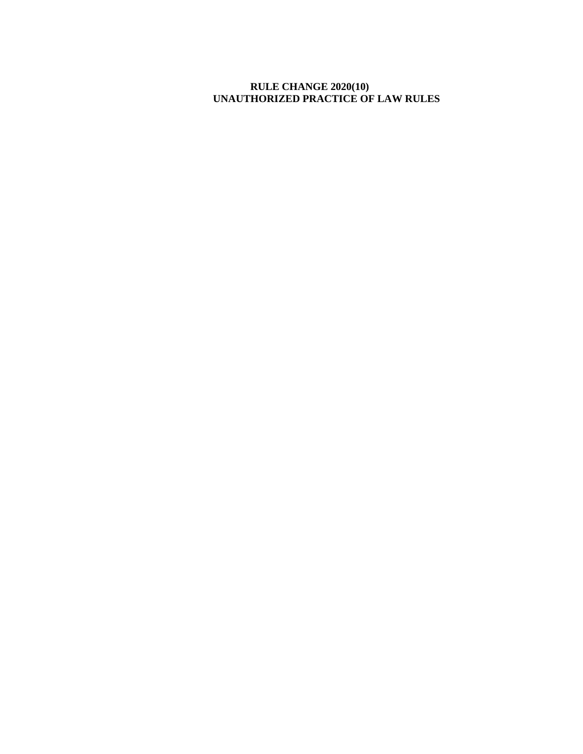# RULE CHANGE 2020(10)
# UNAUTHORIZED PRACTICE OF LAW RULES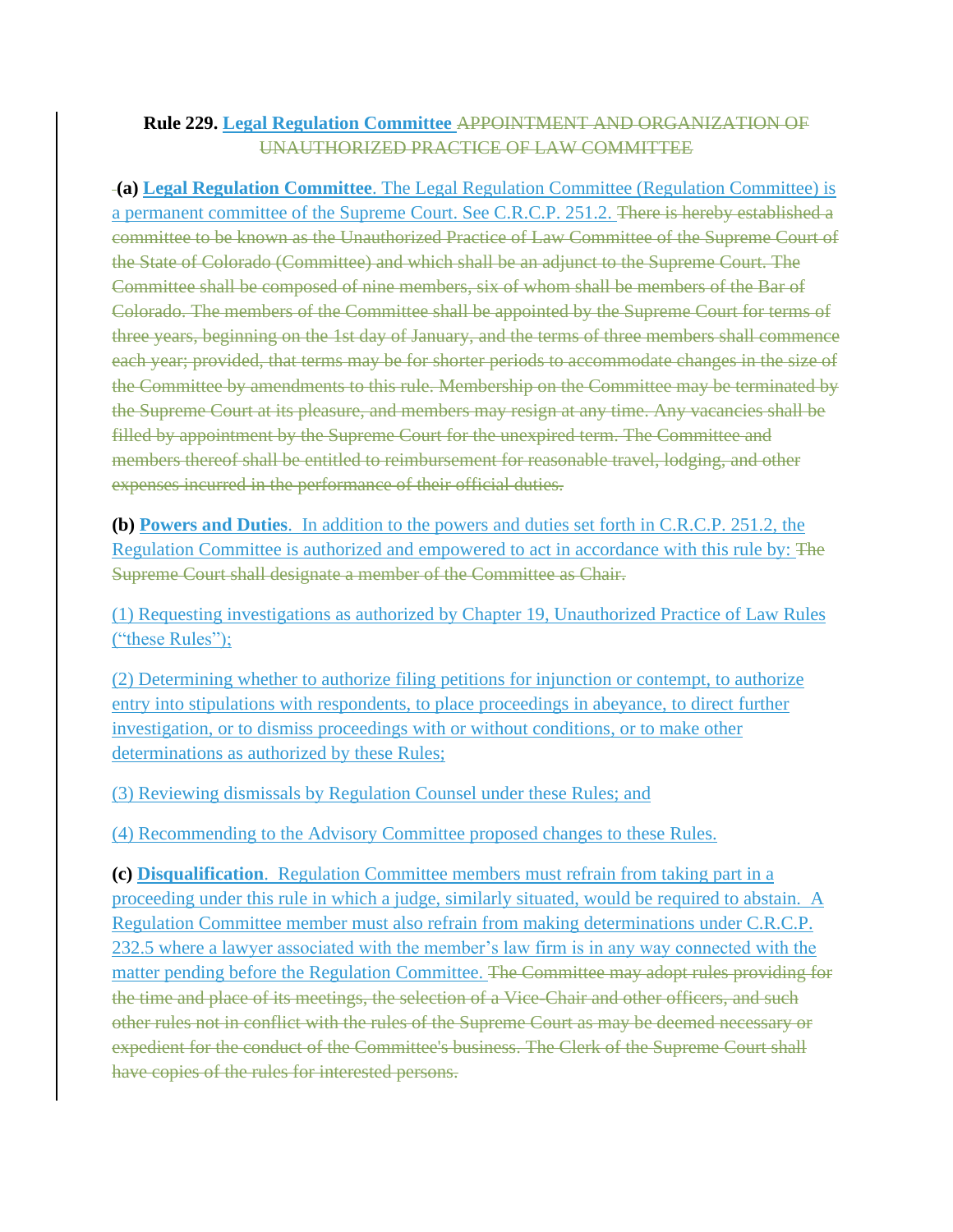**Rule 229. Legal Regulation Committee ~~APPOINTMENT AND ORGANIZATION OF UNAUTHORIZED PRACTICE OF LAW COMMITTEE~~**

**(a) Legal Regulation Committee**. The Legal Regulation Committee (Regulation Committee) is a permanent committee of the Supreme Court. See C.R.C.P. 251.2. ~~There is hereby established a committee to be known as the Unauthorized Practice of Law Committee of the Supreme Court of the State of Colorado (Committee) and which shall be an adjunct to the Supreme Court. The Committee shall be composed of nine members, six of whom shall be members of the Bar of Colorado. The members of the Committee shall be appointed by the Supreme Court for terms of three years, beginning on the 1st day of January, and the terms of three members shall commence each year; provided, that terms may be for shorter periods to accommodate changes in the size of the Committee by amendments to this rule. Membership on the Committee may be terminated by the Supreme Court at its pleasure, and members may resign at any time. Any vacancies shall be filled by appointment by the Supreme Court for the unexpired term. The Committee and members thereof shall be entitled to reimbursement for reasonable travel, lodging, and other expenses incurred in the performance of their official duties.~~

**(b) Powers and Duties**. In addition to the powers and duties set forth in C.R.C.P. 251.2, the Regulation Committee is authorized and empowered to act in accordance with this rule by: ~~The Supreme Court shall designate a member of the Committee as Chair.~~

(1) Requesting investigations as authorized by Chapter 19, Unauthorized Practice of Law Rules ("these Rules");

(2) Determining whether to authorize filing petitions for injunction or contempt, to authorize entry into stipulations with respondents, to place proceedings in abeyance, to direct further investigation, or to dismiss proceedings with or without conditions, or to make other determinations as authorized by these Rules;

(3) Reviewing dismissals by Regulation Counsel under these Rules; and

(4) Recommending to the Advisory Committee proposed changes to these Rules.

**(c) Disqualification**. Regulation Committee members must refrain from taking part in a proceeding under this rule in which a judge, similarly situated, would be required to abstain. A Regulation Committee member must also refrain from making determinations under C.R.C.P. 232.5 where a lawyer associated with the member's law firm is in any way connected with the matter pending before the Regulation Committee. ~~The Committee may adopt rules providing for the time and place of its meetings, the selection of a Vice-Chair and other officers, and such other rules not in conflict with the rules of the Supreme Court as may be deemed necessary or expedient for the conduct of the Committee's business. The Clerk of the Supreme Court shall have copies of the rules for interested persons.~~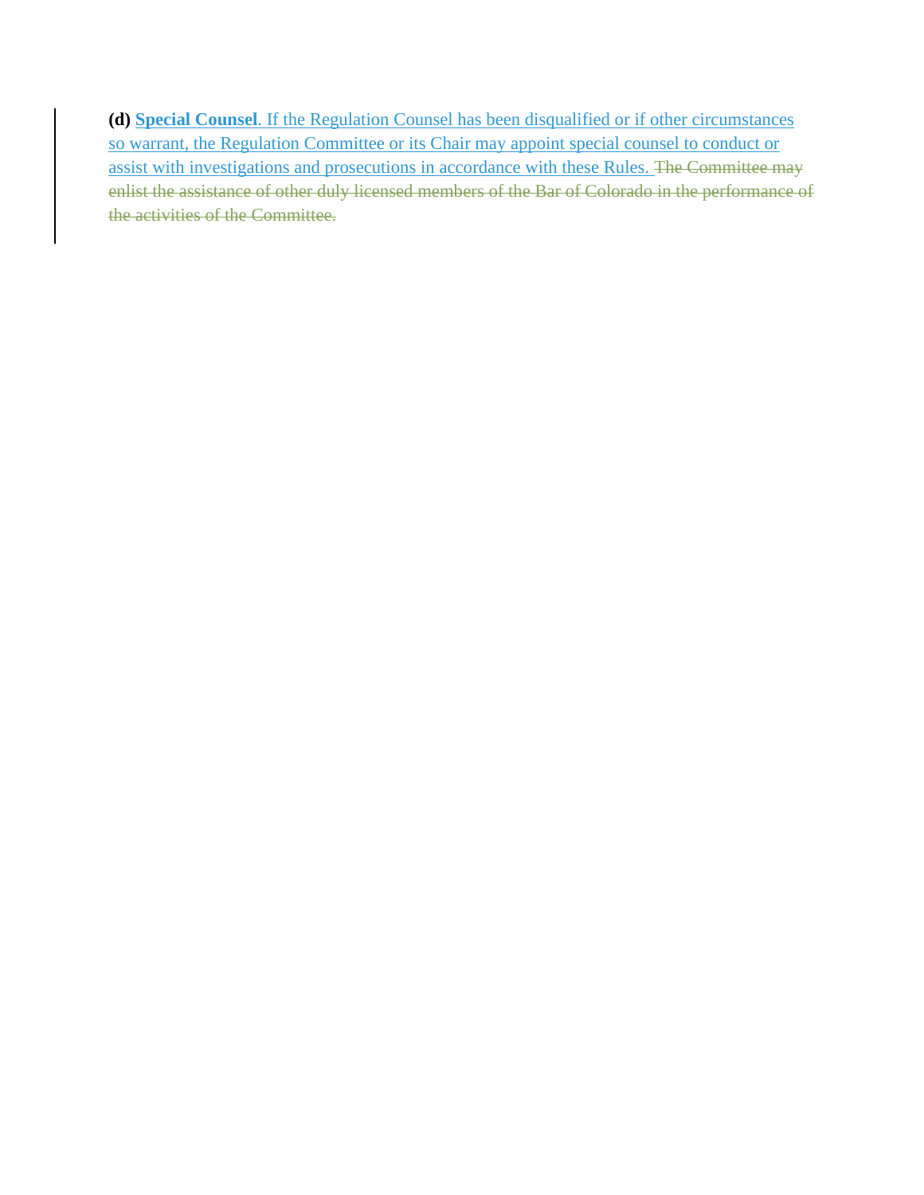**(d)** **Special Counsel**. If the Regulation Counsel has been disqualified or if other circumstances so warrant, the Regulation Committee or its Chair may appoint special counsel to conduct or assist with investigations and prosecutions in accordance with these Rules. ~~The Committee may enlist the assistance of other duly licensed members of the Bar of Colorado in the performance of the activities of the Committee.~~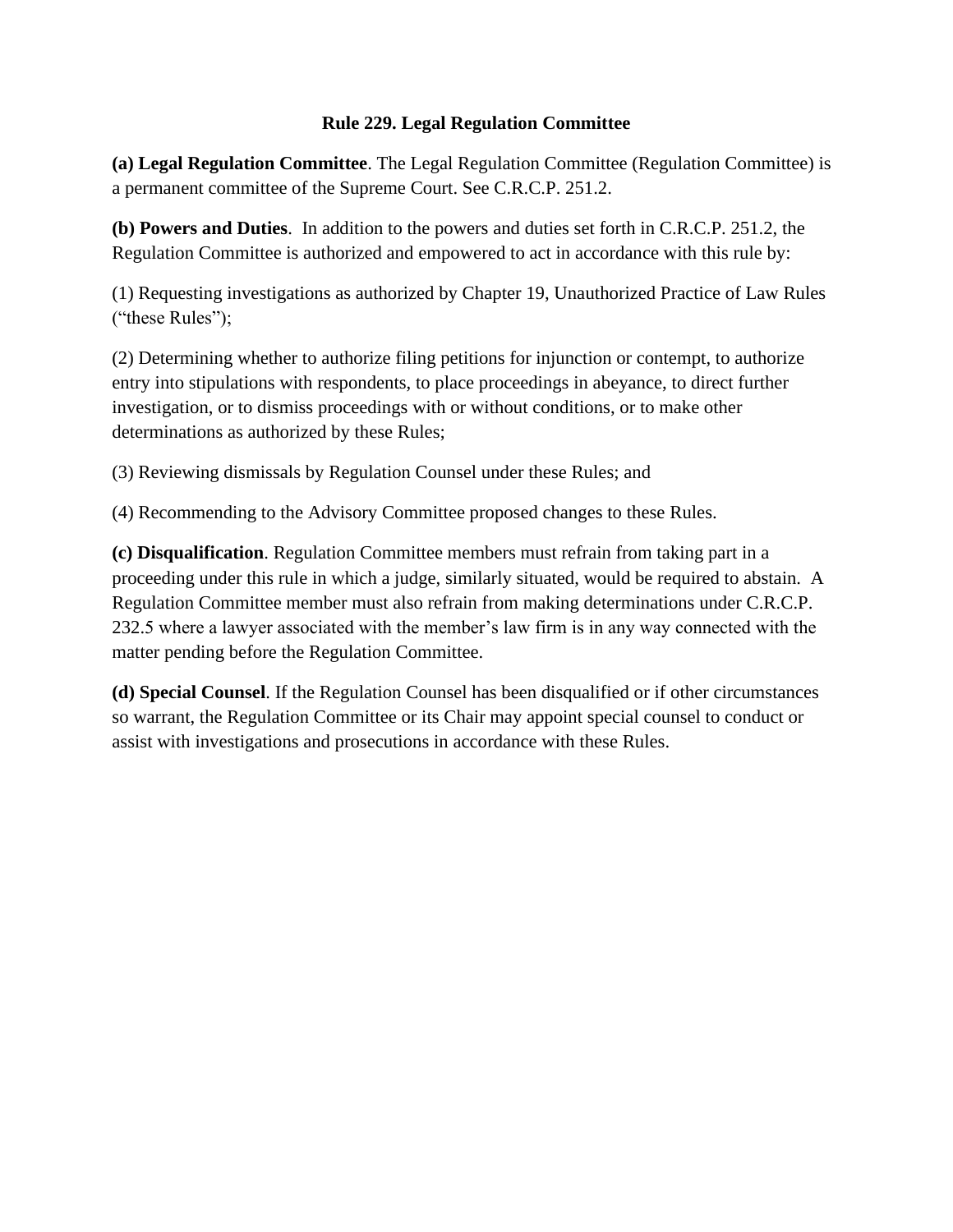# Rule 229. Legal Regulation Committee

**(a) Legal Regulation Committee**. The Legal Regulation Committee (Regulation Committee) is a permanent committee of the Supreme Court. See C.R.C.P. 251.2.

**(b) Powers and Duties**. In addition to the powers and duties set forth in C.R.C.P. 251.2, the Regulation Committee is authorized and empowered to act in accordance with this rule by:

(1) Requesting investigations as authorized by Chapter 19, Unauthorized Practice of Law Rules ("these Rules");

(2) Determining whether to authorize filing petitions for injunction or contempt, to authorize entry into stipulations with respondents, to place proceedings in abeyance, to direct further investigation, or to dismiss proceedings with or without conditions, or to make other determinations as authorized by these Rules;

(3) Reviewing dismissals by Regulation Counsel under these Rules; and

(4) Recommending to the Advisory Committee proposed changes to these Rules.

**(c) Disqualification**. Regulation Committee members must refrain from taking part in a proceeding under this rule in which a judge, similarly situated, would be required to abstain. A Regulation Committee member must also refrain from making determinations under C.R.C.P. 232.5 where a lawyer associated with the member's law firm is in any way connected with the matter pending before the Regulation Committee.

**(d) Special Counsel**. If the Regulation Counsel has been disqualified or if other circumstances so warrant, the Regulation Committee or its Chair may appoint special counsel to conduct or assist with investigations and prosecutions in accordance with these Rules.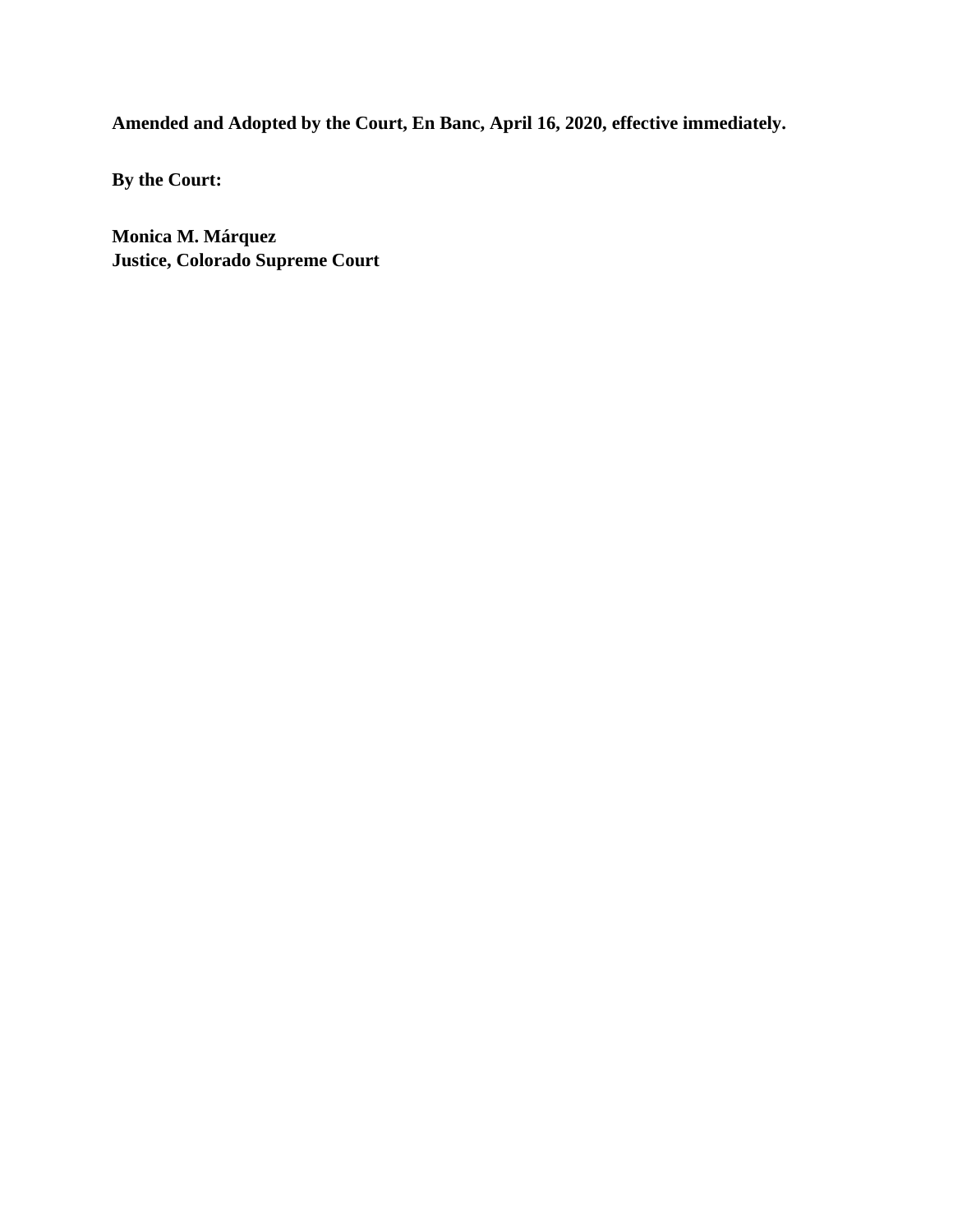**Amended and Adopted by the Court, En Banc, April 16, 2020, effective immediately.**

**By the Court:**

**Monica M. Márquez**
**Justice, Colorado Supreme Court**